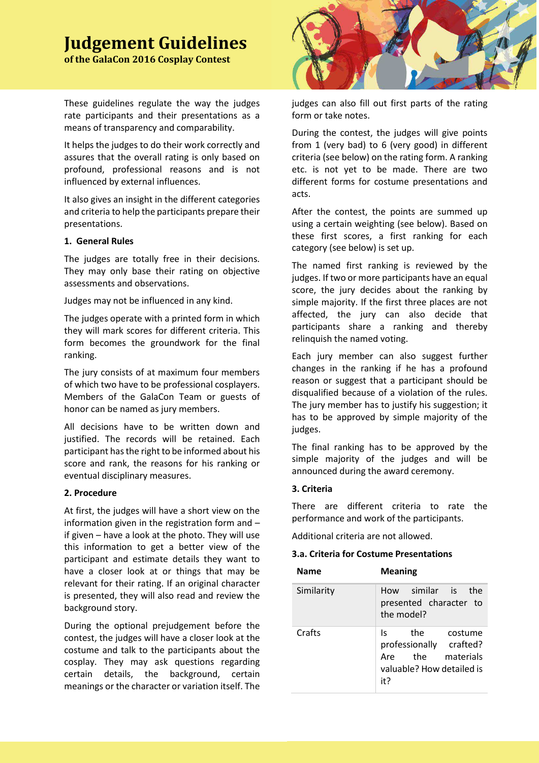# Judgement Guidelines

**of the GalaCon 2016 Cosplay Contest**

These guidelines regulate the way the judges rate participants and their presentations as a means of transparency and comparability.

It helps the judges to do their work correctly and assures that the overall rating is only based on profound, professional reasons and is not influenced by external influences.

It also gives an insight in the different categories and criteria to help the participants prepare their presentations.

### 1. General Rules

The judges are totally free in their decisions. They may only base their rating on objective assessments and observations.

Judges may not be influenced in any kind.

The judges operate with a printed form in which they will mark scores for different criteria. This form becomes the groundwork for the final ranking.

The jury consists of at maximum four members of which two have to be professional cosplayers. Members of the GalaCon Team or guests of honor can be named as jury members.

All decisions have to be written down and justified. The records will be retained. Each participant has the right to be informed about his score and rank, the reasons for his ranking or eventual disciplinary measures.

### 2. Procedure

At first, the judges will have a short view on the information given in the registration form and – if given – have a look at the photo. They will use this information to get a better view of the participant and estimate details they want to have a closer look at or things that may be relevant for their rating. If an original character is presented, they will also read and review the background story.

During the optional prejudgement before the contest, the judges will have a closer look at the costume and talk to the participants about the cosplay. They may ask questions regarding certain details, the background, certain meanings or the character or variation itself. The judges can also fill out first parts of the rating form or take notes.

During the contest, the judges will give points from 1 (very bad) to 6 (very good) in different criteria (see below) on the rating form. A ranking etc. is not yet to be made. There are two different forms for costume presentations and acts.

After the contest, the points are summed up using a certain weighting (see below). Based on these first scores, a first ranking for each category (see below) is set up.

The named first ranking is reviewed by the judges. If two or more participants have an equal score, the jury decides about the ranking by simple majority. If the first three places are not affected, the jury can also decide that participants share a ranking and thereby relinquish the named voting.

Each jury member can also suggest further changes in the ranking if he has a profound reason or suggest that a participant should be disqualified because of a violation of the rules. The jury member has to justify his suggestion; it has to be approved by simple majority of the judges.

The final ranking has to be approved by the simple majority of the judges and will be announced during the award ceremony.

### 3. Criteria

There are different criteria to rate the performance and work of the participants.

Additional criteria are not allowed.

#### 3.a. Criteria for Costume Presentations

| Name | Meaning |
|---|---|
| Similarity | How similar is the presented character to the model? |
| Crafts | Is the costume professionally crafted? Are the materials valuable? How detailed is it? |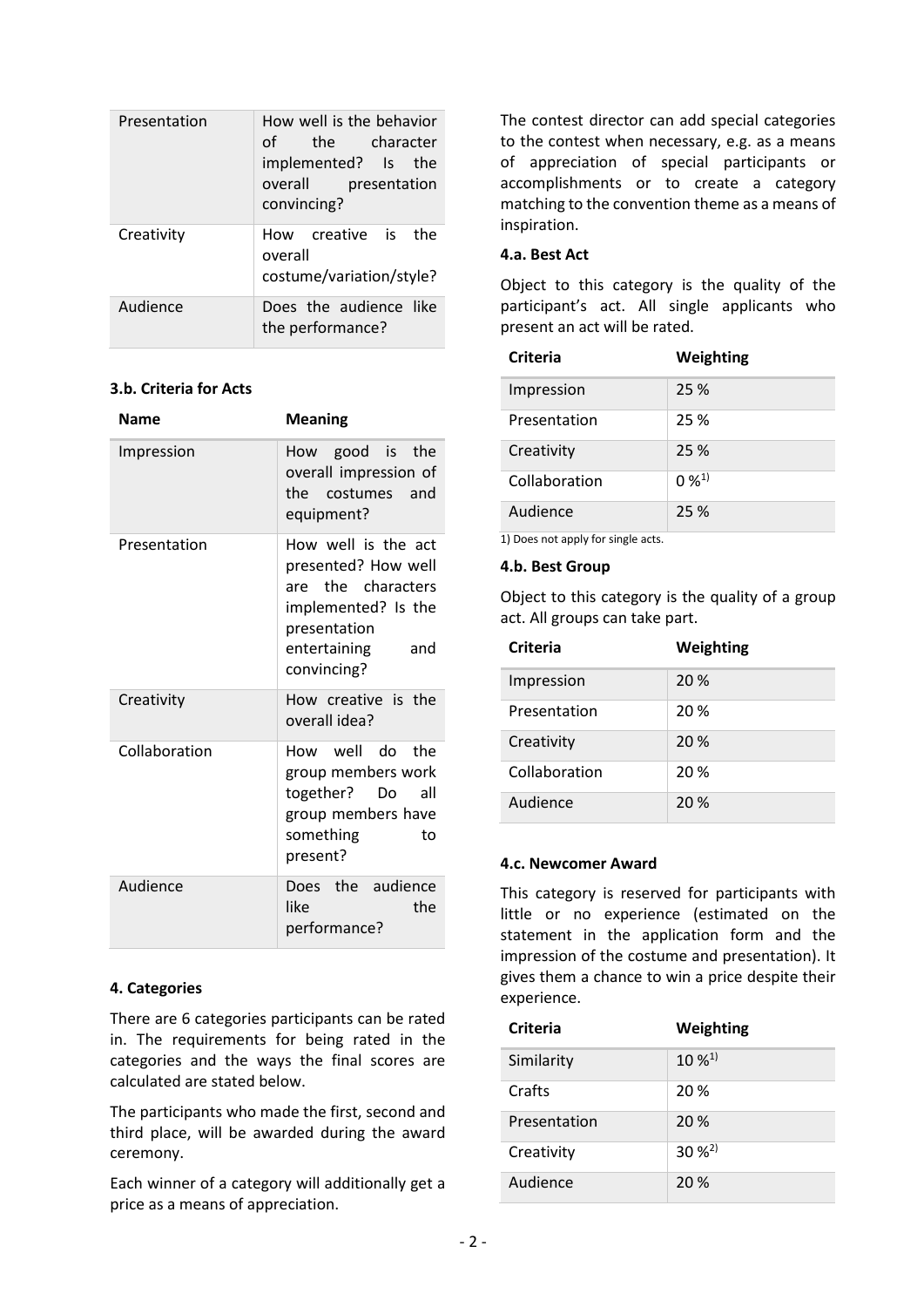| | |
|---|---|
| Presentation | How well is the behavior of the character implemented? Is the overall presentation convincing? |
| Creativity | How creative is the overall costume/variation/style? |
| Audience | Does the audience like the performance? |

**3.b. Criteria for Acts**

| Name | Meaning |
|---|---|
| Impression | How good is the overall impression of the costumes and equipment? |
| Presentation | How well is the act presented? How well are the characters implemented? Is the presentation entertaining and convincing? |
| Creativity | How creative is the overall idea? |
| Collaboration | How well do the group members work together? Do all group members have something to present? |
| Audience | Does the audience like the performance? |

**4. Categories**

There are 6 categories participants can be rated in. The requirements for being rated in the categories and the ways the final scores are calculated are stated below.

The participants who made the first, second and third place, will be awarded during the award ceremony.

Each winner of a category will additionally get a price as a means of appreciation.

The contest director can add special categories to the contest when necessary, e.g. as a means of appreciation of special participants or accomplishments or to create a category matching to the convention theme as a means of inspiration.

**4.a. Best Act**

Object to this category is the quality of the participant's act. All single applicants who present an act will be rated.

| Criteria | Weighting |
|---|---|
| Impression | 25 % |
| Presentation | 25 % |
| Creativity | 25 % |
| Collaboration | 0 %[1] |
| Audience | 25 % |

1) Does not apply for single acts.

**4.b. Best Group**

Object to this category is the quality of a group act. All groups can take part.

| Criteria | Weighting |
|---|---|
| Impression | 20 % |
| Presentation | 20 % |
| Creativity | 20 % |
| Collaboration | 20 % |
| Audience | 20 % |

**4.c. Newcomer Award**

This category is reserved for participants with little or no experience (estimated on the statement in the application form and the impression of the costume and presentation). It gives them a chance to win a price despite their experience.

| Criteria | Weighting |
|---|---|
| Similarity | 10 %[1] |
| Crafts | 20 % |
| Presentation | 20 % |
| Creativity | 30 %[2] |
| Audience | 20 % |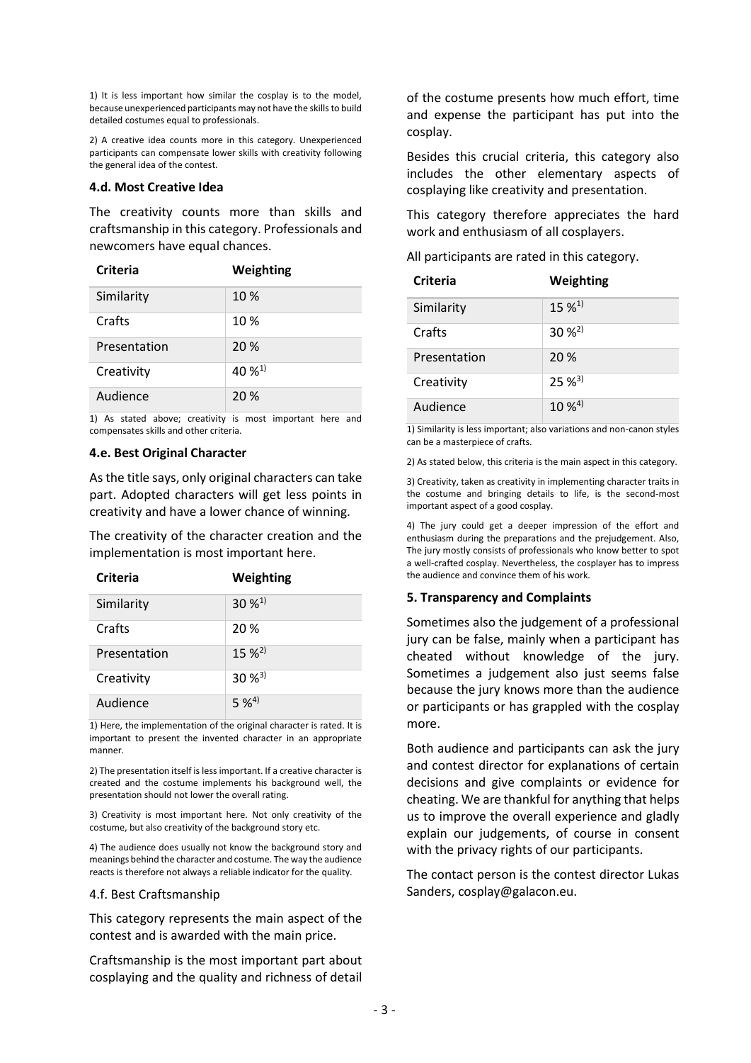1) It is less important how similar the cosplay is to the model, because unexperienced participants may not have the skills to build detailed costumes equal to professionals.

2) A creative idea counts more in this category. Unexperienced participants can compensate lower skills with creativity following the general idea of the contest.

### 4.d. Most Creative Idea

The creativity counts more than skills and craftsmanship in this category. Professionals and newcomers have equal chances.

| Criteria | Weighting |
|---|---|
| Similarity | 10 % |
| Crafts | 10 % |
| Presentation | 20 % |
| Creativity | 40 %[1)] |
| Audience | 20 % |

1) As stated above; creativity is most important here and compensates skills and other criteria.

### 4.e. Best Original Character

As the title says, only original characters can take part. Adopted characters will get less points in creativity and have a lower chance of winning.

The creativity of the character creation and the implementation is most important here.

| Criteria | Weighting |
|---|---|
| Similarity | 30 %[1)] |
| Crafts | 20 % |
| Presentation | 15 %[2)] |
| Creativity | 30 %[3)] |
| Audience | 5 %[4)] |

1) Here, the implementation of the original character is rated. It is important to present the invented character in an appropriate manner.

2) The presentation itself is less important. If a creative character is created and the costume implements his background well, the presentation should not lower the overall rating.

3) Creativity is most important here. Not only creativity of the costume, but also creativity of the background story etc.

4) The audience does usually not know the background story and meanings behind the character and costume. The way the audience reacts is therefore not always a reliable indicator for the quality.

### 4.f. Best Craftsmanship

This category represents the main aspect of the contest and is awarded with the main price.

Craftsmanship is the most important part about cosplaying and the quality and richness of detail of the costume presents how much effort, time and expense the participant has put into the cosplay.

Besides this crucial criteria, this category also includes the other elementary aspects of cosplaying like creativity and presentation.

This category therefore appreciates the hard work and enthusiasm of all cosplayers.

All participants are rated in this category.

| Criteria | Weighting |
|---|---|
| Similarity | 15 %[1)] |
| Crafts | 30 %[2)] |
| Presentation | 20 % |
| Creativity | 25 %[3)] |
| Audience | 10 %[4)] |

1) Similarity is less important; also variations and non-canon styles can be a masterpiece of crafts.

2) As stated below, this criteria is the main aspect in this category.

3) Creativity, taken as creativity in implementing character traits in the costume and bringing details to life, is the second-most important aspect of a good cosplay.

4) The jury could get a deeper impression of the effort and enthusiasm during the preparations and the prejudgement. Also, The jury mostly consists of professionals who know better to spot a well-crafted cosplay. Nevertheless, the cosplayer has to impress the audience and convince them of his work.

### 5. Transparency and Complaints

Sometimes also the judgement of a professional jury can be false, mainly when a participant has cheated without knowledge of the jury. Sometimes a judgement also just seems false because the jury knows more than the audience or participants or has grappled with the cosplay more.

Both audience and participants can ask the jury and contest director for explanations of certain decisions and give complaints or evidence for cheating. We are thankful for anything that helps us to improve the overall experience and gladly explain our judgements, of course in consent with the privacy rights of our participants.

The contact person is the contest director Lukas Sanders, cosplay@galacon.eu.